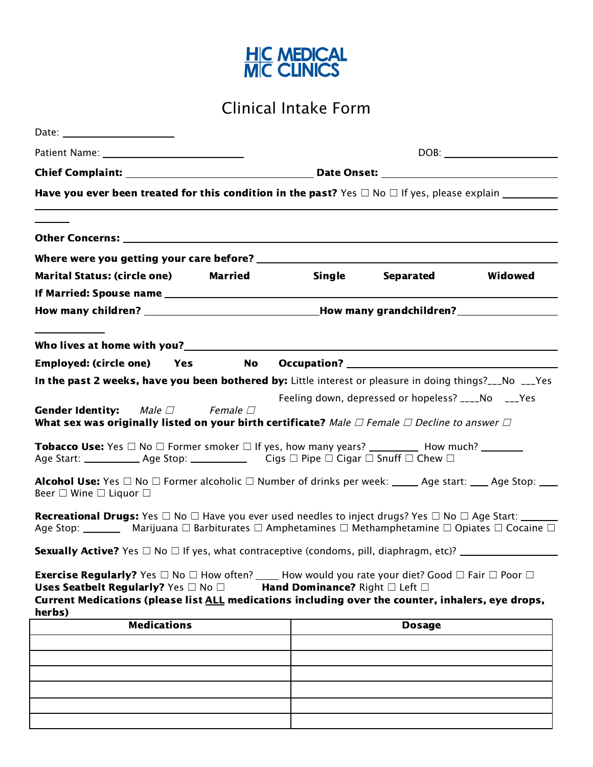HC MEDICAL
MC CLINICS

# Clinical Intake Form

Date: ____________________

Patient Name: __________________________ DOB: ____________________

**Chief Complaint:** __________________________________ **Date Onset:** ______________________________

**Have you ever been treated for this condition in the past?** Yes ☐ No ☐ If yes, please explain __________

________________________________________________________________________________

**Other Concerns:** ________________________________________________________________

**Where were you getting your care before?** ______________________________________________

**Marital Status: (circle one)** **Married** **Single** **Separated** **Widowed**

**If Married: Spouse name** ________________________________________________________

**How many children?** ______________________________ **How many grandchildren?** ________________

**Who lives at home with you?** ____________________________________________________

**Employed: (circle one)** **Yes** **No** **Occupation?** ____________________________________

**In the past 2 weeks, have you been bothered by:** Little interest or pleasure in doing things?___No ___Yes

Feeling down, depressed or hopeless? ____No ___Yes

**Gender Identity:** *Male ☐* *Female ☐*

**What sex was originally listed on your birth certificate?** *Male ☐ Female ☐ Decline to answer ☐*

**Tobacco Use:** Yes ☐ No ☐ Former smoker ☐ If yes, how many years? _________ How much? ________
Age Start: __________ Age Stop: ___________ Cigs ☐ Pipe ☐ Cigar ☐ Snuff ☐ Chew ☐

**Alcohol Use:** Yes ☐ No ☐ Former alcoholic ☐ Number of drinks per week: _____ Age start: ____ Age Stop: ____
Beer ☐ Wine ☐ Liquor ☐

**Recreational Drugs:** Yes ☐ No ☐ Have you ever used needles to inject drugs? Yes ☐ No ☐ Age Start: _______
Age Stop: _______ Marijuana ☐ Barbiturates ☐ Amphetamines ☐ Methamphetamine ☐ Opiates ☐ Cocaine ☐

**Sexually Active?** Yes ☐ No ☐ If yes, what contraceptive (condoms, pill, diaphragm, etc)? __________________

**Exercise Regularly?** Yes ☐ No ☐ How often? ____ How would you rate your diet? Good ☐ Fair ☐ Poor ☐
**Uses Seatbelt Regularly?** Yes ☐ No ☐ **Hand Dominance?** Right ☐ Left ☐
**Current Medications (please list ALL medications including over the counter, inhalers, eye drops, herbs)**

| Medications | Dosage |
| --- | --- |
| | |
| | |
| | |
| | |
| | |
| | |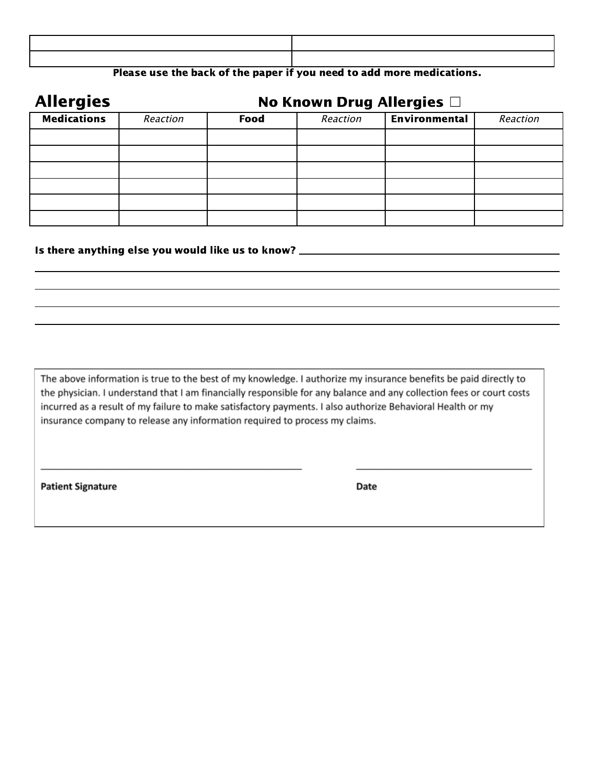| | |
|---|---|
| | |
| | |

**Please use the back of the paper if you need to add more medications.**

## Allergies

**No Known Drug Allergies ☐**

| **Medications** | *Reaction* | **Food** | *Reaction* | **Environmental** | *Reaction* |
|---|---|---|---|---|---|
| | | | | | |
| | | | | | |
| | | | | | |
| | | | | | |
| | | | | | |
| | | | | | |

**Is there anything else you would like us to know?** ______________________________

______________________________

______________________________

______________________________

______________________________

The above information is true to the best of my knowledge. I authorize my insurance benefits be paid directly to the physician. I understand that I am financially responsible for any balance and any collection fees or court costs incurred as a result of my failure to make satisfactory payments. I also authorize Behavioral Health or my insurance company to release any information required to process my claims.

______________________________ ______________________________

**Patient Signature** **Date**